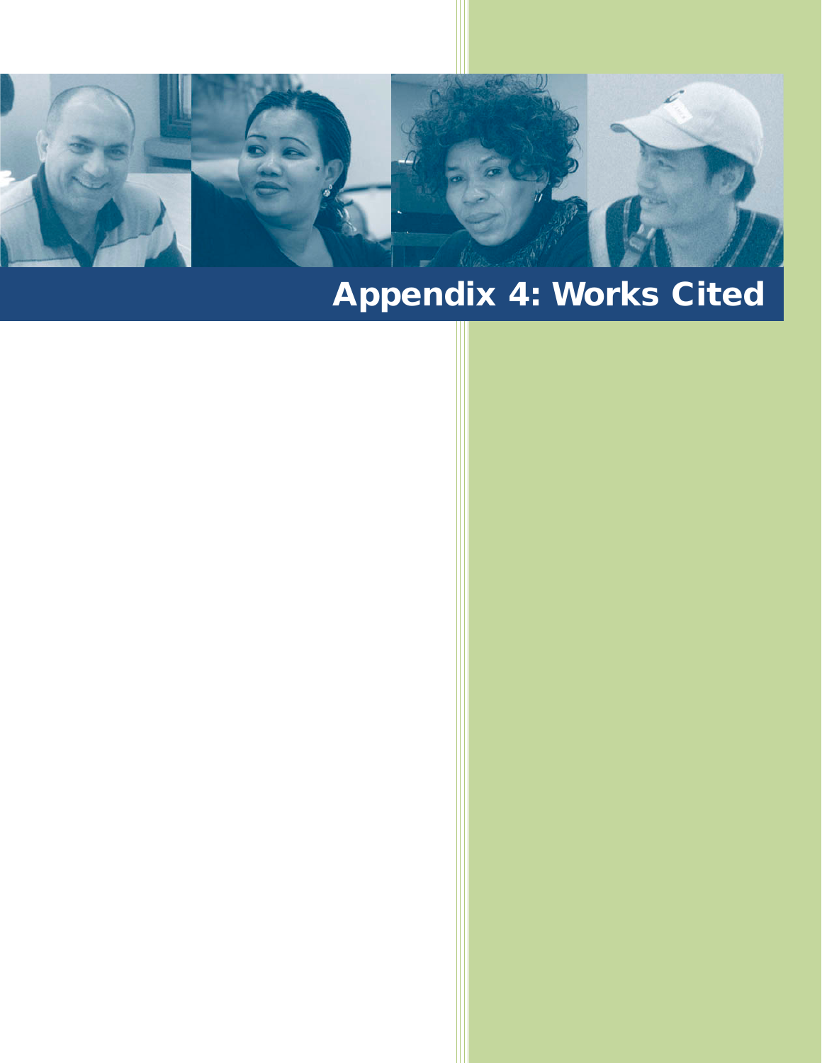# Appendix 4: Works Cited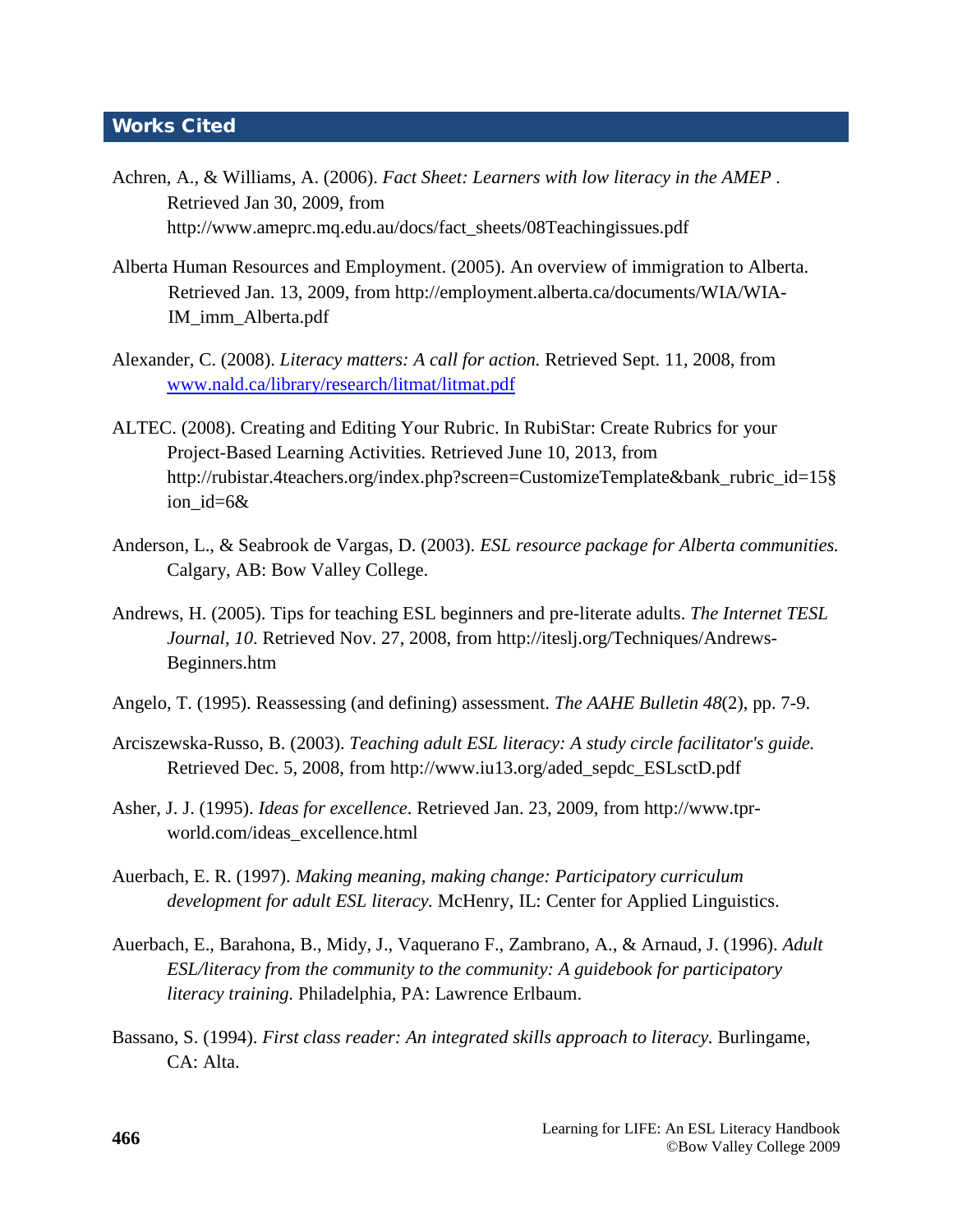## Works Cited

Achren, A., & Williams, A. (2006). *Fact Sheet: Learners with low literacy in the AMEP* . Retrieved Jan 30, 2009, from http://www.ameprc.mq.edu.au/docs/fact_sheets/08Teachingissues.pdf

Alberta Human Resources and Employment. (2005). An overview of immigration to Alberta. Retrieved Jan. 13, 2009, from http://employment.alberta.ca/documents/WIA/WIA-IM_imm_Alberta.pdf

Alexander, C. (2008). *Literacy matters: A call for action.* Retrieved Sept. 11, 2008, from www.nald.ca/library/research/litmat/litmat.pdf

ALTEC. (2008). Creating and Editing Your Rubric. In RubiStar: Create Rubrics for your Project-Based Learning Activities. Retrieved June 10, 2013, from http://rubistar.4teachers.org/index.php?screen=CustomizeTemplate&bank_rubric_id=15§ion_id=6&

Anderson, L., & Seabrook de Vargas, D. (2003). *ESL resource package for Alberta communities.* Calgary, AB: Bow Valley College.

Andrews, H. (2005). Tips for teaching ESL beginners and pre-literate adults. *The Internet TESL Journal, 10*. Retrieved Nov. 27, 2008, from http://iteslj.org/Techniques/Andrews-Beginners.htm

Angelo, T. (1995). Reassessing (and defining) assessment. *The AAHE Bulletin 48*(2), pp. 7-9.

Arciszewska-Russo, B. (2003). *Teaching adult ESL literacy: A study circle facilitator's guide.* Retrieved Dec. 5, 2008, from http://www.iu13.org/aded_sepdc_ESLsctD.pdf

Asher, J. J. (1995). *Ideas for excellence*. Retrieved Jan. 23, 2009, from http://www.tpr-world.com/ideas_excellence.html

Auerbach, E. R. (1997). *Making meaning, making change: Participatory curriculum development for adult ESL literacy.* McHenry, IL: Center for Applied Linguistics.

Auerbach, E., Barahona, B., Midy, J., Vaquerano F., Zambrano, A., & Arnaud, J. (1996). *Adult ESL/literacy from the community to the community: A guidebook for participatory literacy training.* Philadelphia, PA: Lawrence Erlbaum.

Bassano, S. (1994). *First class reader: An integrated skills approach to literacy.* Burlingame, CA: Alta.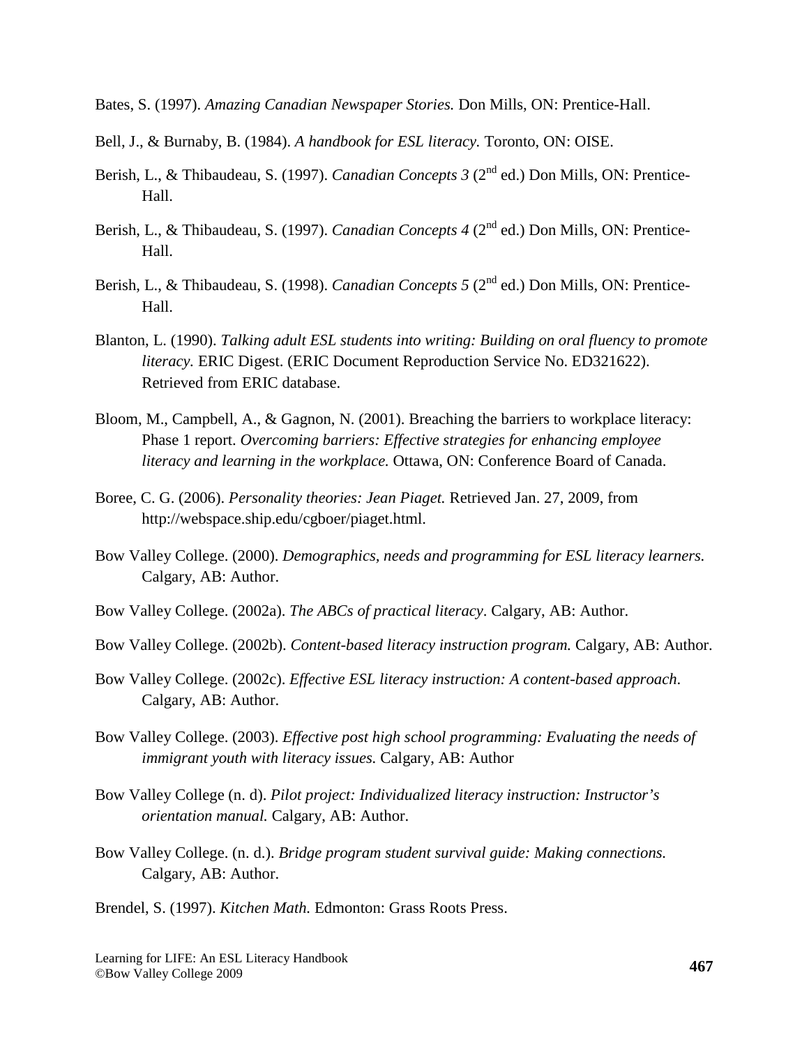Bates, S. (1997). *Amazing Canadian Newspaper Stories.* Don Mills, ON: Prentice-Hall.

Bell, J., & Burnaby, B. (1984). *A handbook for ESL literacy.* Toronto, ON: OISE.

Berish, L., & Thibaudeau, S. (1997). *Canadian Concepts 3* (2nd ed.) Don Mills, ON: Prentice-Hall.

Berish, L., & Thibaudeau, S. (1997). *Canadian Concepts 4* (2nd ed.) Don Mills, ON: Prentice-Hall.

Berish, L., & Thibaudeau, S. (1998). *Canadian Concepts 5* (2nd ed.) Don Mills, ON: Prentice-Hall.

Blanton, L. (1990). *Talking adult ESL students into writing: Building on oral fluency to promote literacy.* ERIC Digest. (ERIC Document Reproduction Service No. ED321622). Retrieved from ERIC database.

Bloom, M., Campbell, A., & Gagnon, N. (2001). Breaching the barriers to workplace literacy: Phase 1 report. *Overcoming barriers: Effective strategies for enhancing employee literacy and learning in the workplace.* Ottawa, ON: Conference Board of Canada.

Boree, C. G. (2006). *Personality theories: Jean Piaget.* Retrieved Jan. 27, 2009, from http://webspace.ship.edu/cgboer/piaget.html.

Bow Valley College. (2000). *Demographics, needs and programming for ESL literacy learners.* Calgary, AB: Author.

Bow Valley College. (2002a). *The ABCs of practical literacy*. Calgary, AB: Author.

Bow Valley College. (2002b). *Content-based literacy instruction program.* Calgary, AB: Author.

Bow Valley College. (2002c). *Effective ESL literacy instruction: A content-based approach*. Calgary, AB: Author.

Bow Valley College. (2003). *Effective post high school programming: Evaluating the needs of immigrant youth with literacy issues.* Calgary, AB: Author

Bow Valley College (n. d). *Pilot project: Individualized literacy instruction: Instructor's orientation manual.* Calgary, AB: Author.

Bow Valley College. (n. d.). *Bridge program student survival guide: Making connections.* Calgary, AB: Author.

Brendel, S. (1997). *Kitchen Math.* Edmonton: Grass Roots Press.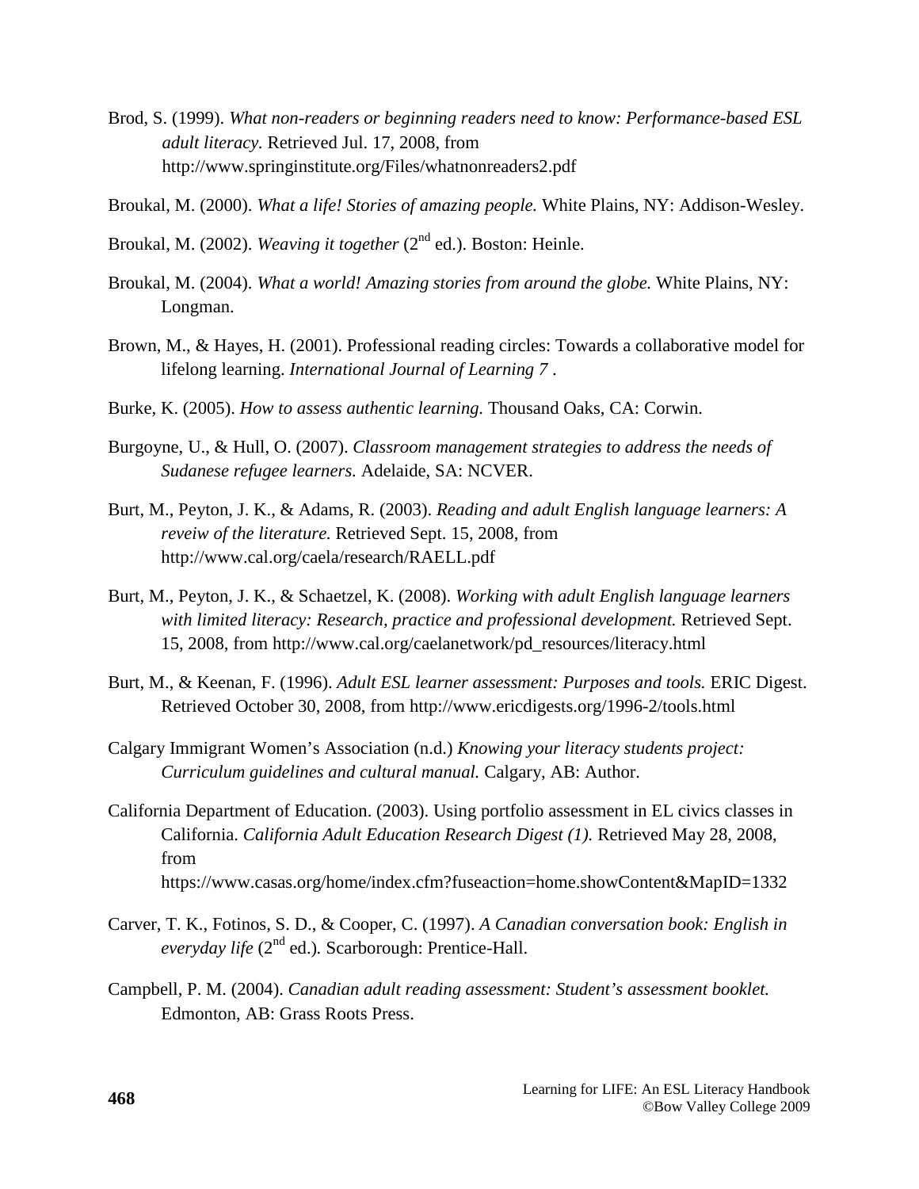Brod, S. (1999). *What non-readers or beginning readers need to know: Performance-based ESL adult literacy.* Retrieved Jul. 17, 2008, from http://www.springinstitute.org/Files/whatnonreaders2.pdf

Broukal, M. (2000). *What a life! Stories of amazing people.* White Plains, NY: Addison-Wesley.

Broukal, M. (2002). *Weaving it together* (2nd ed.). Boston: Heinle.

Broukal, M. (2004). *What a world! Amazing stories from around the globe.* White Plains, NY: Longman.

Brown, M., & Hayes, H. (2001). Professional reading circles: Towards a collaborative model for lifelong learning. *International Journal of Learning 7* .

Burke, K. (2005). *How to assess authentic learning.* Thousand Oaks, CA: Corwin.

Burgoyne, U., & Hull, O. (2007). *Classroom management strategies to address the needs of Sudanese refugee learners.* Adelaide, SA: NCVER.

Burt, M., Peyton, J. K., & Adams, R. (2003). *Reading and adult English language learners: A reveiw of the literature.* Retrieved Sept. 15, 2008, from http://www.cal.org/caela/research/RAELL.pdf

Burt, M., Peyton, J. K., & Schaetzel, K. (2008). *Working with adult English language learners with limited literacy: Research, practice and professional development.* Retrieved Sept. 15, 2008, from http://www.cal.org/caelanetwork/pd_resources/literacy.html

Burt, M., & Keenan, F. (1996). *Adult ESL learner assessment: Purposes and tools.* ERIC Digest. Retrieved October 30, 2008, from http://www.ericdigests.org/1996-2/tools.html

Calgary Immigrant Women's Association (n.d.) *Knowing your literacy students project: Curriculum guidelines and cultural manual.* Calgary, AB: Author.

California Department of Education. (2003). Using portfolio assessment in EL civics classes in California. *California Adult Education Research Digest (1).* Retrieved May 28, 2008, from https://www.casas.org/home/index.cfm?fuseaction=home.showContent&MapID=1332

Carver, T. K., Fotinos, S. D., & Cooper, C. (1997). *A Canadian conversation book: English in everyday life* (2nd ed.)*.* Scarborough: Prentice-Hall.

Campbell, P. M. (2004). *Canadian adult reading assessment: Student's assessment booklet.* Edmonton, AB: Grass Roots Press.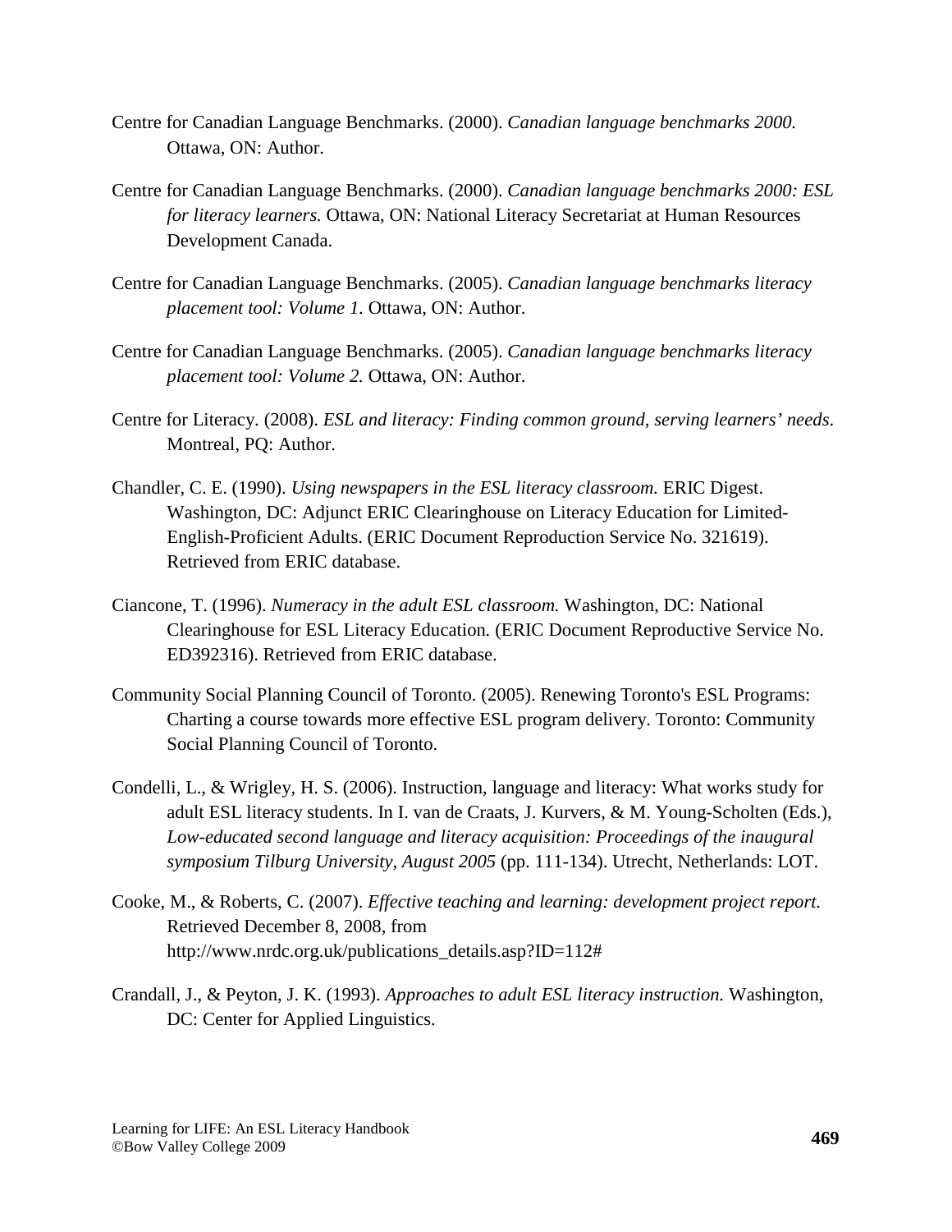Centre for Canadian Language Benchmarks. (2000). *Canadian language benchmarks 2000.* Ottawa, ON: Author.

Centre for Canadian Language Benchmarks. (2000). *Canadian language benchmarks 2000: ESL for literacy learners.* Ottawa, ON: National Literacy Secretariat at Human Resources Development Canada.

Centre for Canadian Language Benchmarks. (2005). *Canadian language benchmarks literacy placement tool: Volume 1.* Ottawa, ON: Author.

Centre for Canadian Language Benchmarks. (2005). *Canadian language benchmarks literacy placement tool: Volume 2.* Ottawa, ON: Author.

Centre for Literacy. (2008). *ESL and literacy: Finding common ground, serving learners' needs*. Montreal, PQ: Author.

Chandler, C. E. (1990). *Using newspapers in the ESL literacy classroom.* ERIC Digest. Washington, DC: Adjunct ERIC Clearinghouse on Literacy Education for Limited-English-Proficient Adults. (ERIC Document Reproduction Service No. 321619). Retrieved from ERIC database.

Ciancone, T. (1996). *Numeracy in the adult ESL classroom.* Washington, DC: National Clearinghouse for ESL Literacy Education. (ERIC Document Reproductive Service No. ED392316). Retrieved from ERIC database.

Community Social Planning Council of Toronto. (2005). Renewing Toronto's ESL Programs: Charting a course towards more effective ESL program delivery. Toronto: Community Social Planning Council of Toronto.

Condelli, L., & Wrigley, H. S. (2006). Instruction, language and literacy: What works study for adult ESL literacy students. In I. van de Craats, J. Kurvers, & M. Young-Scholten (Eds.), *Low-educated second language and literacy acquisition: Proceedings of the inaugural symposium Tilburg University, August 2005* (pp. 111-134). Utrecht, Netherlands: LOT.

Cooke, M., & Roberts, C. (2007). *Effective teaching and learning: development project report.* Retrieved December 8, 2008, from http://www.nrdc.org.uk/publications_details.asp?ID=112#

Crandall, J., & Peyton, J. K. (1993). *Approaches to adult ESL literacy instruction.* Washington, DC: Center for Applied Linguistics.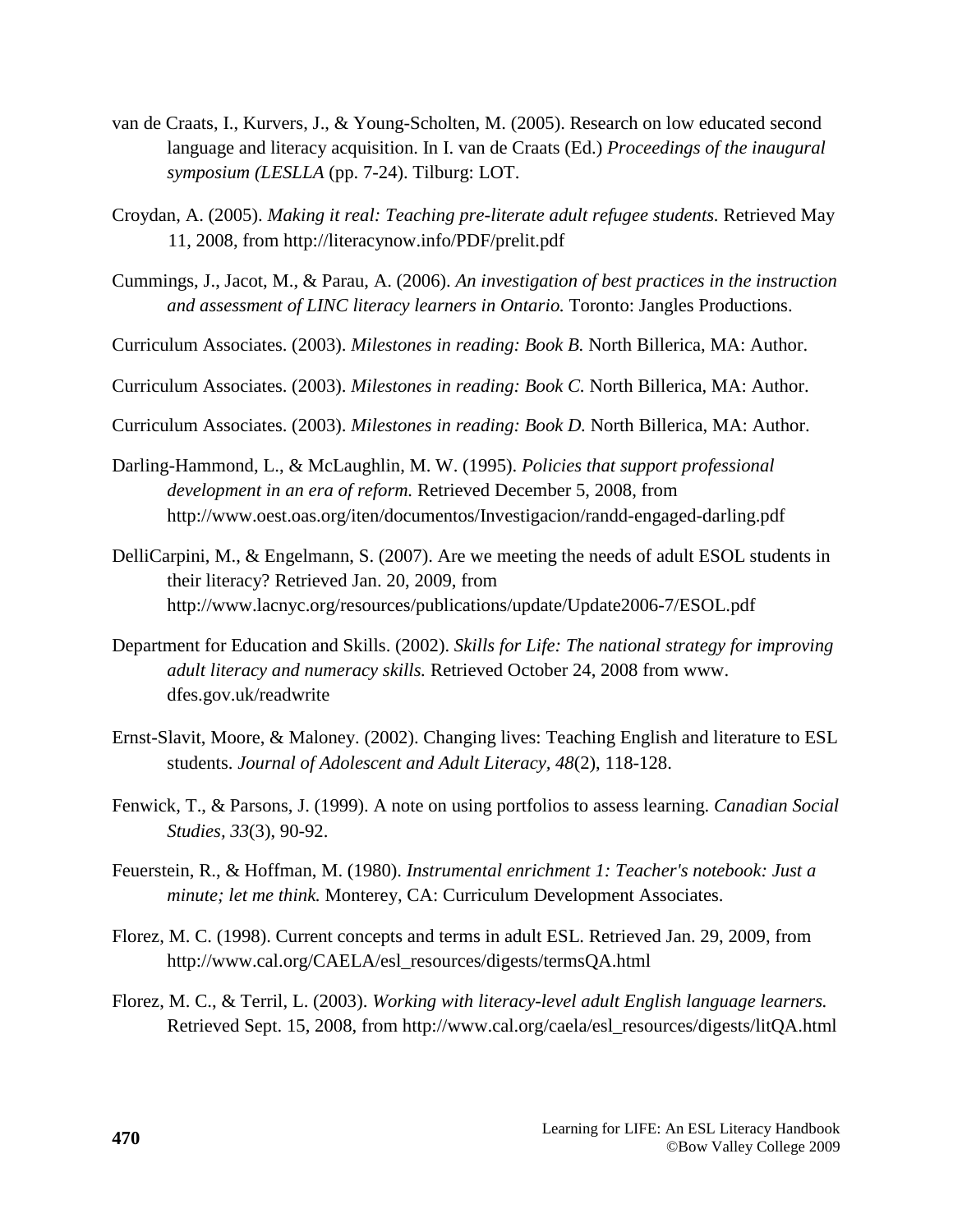van de Craats, I., Kurvers, J., & Young-Scholten, M. (2005). Research on low educated second language and literacy acquisition. In I. van de Craats (Ed.) *Proceedings of the inaugural symposium (LESLLA* (pp. 7-24). Tilburg: LOT.

Croydan, A. (2005). *Making it real: Teaching pre-literate adult refugee students.* Retrieved May 11, 2008, from http://literacynow.info/PDF/prelit.pdf

Cummings, J., Jacot, M., & Parau, A. (2006). *An investigation of best practices in the instruction and assessment of LINC literacy learners in Ontario.* Toronto: Jangles Productions.

Curriculum Associates. (2003). *Milestones in reading: Book B.* North Billerica, MA: Author.

Curriculum Associates. (2003). *Milestones in reading: Book C.* North Billerica, MA: Author.

Curriculum Associates. (2003). *Milestones in reading: Book D.* North Billerica, MA: Author.

Darling-Hammond, L., & McLaughlin, M. W. (1995). *Policies that support professional development in an era of reform.* Retrieved December 5, 2008, from http://www.oest.oas.org/iten/documentos/Investigacion/randd-engaged-darling.pdf

DelliCarpini, M., & Engelmann, S. (2007). Are we meeting the needs of adult ESOL students in their literacy? Retrieved Jan. 20, 2009, from http://www.lacnyc.org/resources/publications/update/Update2006-7/ESOL.pdf

Department for Education and Skills. (2002). *Skills for Life: The national strategy for improving adult literacy and numeracy skills.* Retrieved October 24, 2008 from www. dfes.gov.uk/readwrite

Ernst-Slavit, Moore, & Maloney. (2002). Changing lives: Teaching English and literature to ESL students. *Journal of Adolescent and Adult Literacy, 48*(2), 118-128.

Fenwick, T., & Parsons, J. (1999). A note on using portfolios to assess learning. *Canadian Social Studies, 33*(3), 90-92.

Feuerstein, R., & Hoffman, M. (1980). *Instrumental enrichment 1: Teacher's notebook: Just a minute; let me think.* Monterey, CA: Curriculum Development Associates.

Florez, M. C. (1998). Current concepts and terms in adult ESL. Retrieved Jan. 29, 2009, from http://www.cal.org/CAELA/esl_resources/digests/termsQA.html

Florez, M. C., & Terril, L. (2003). *Working with literacy-level adult English language learners.* Retrieved Sept. 15, 2008, from http://www.cal.org/caela/esl_resources/digests/litQA.html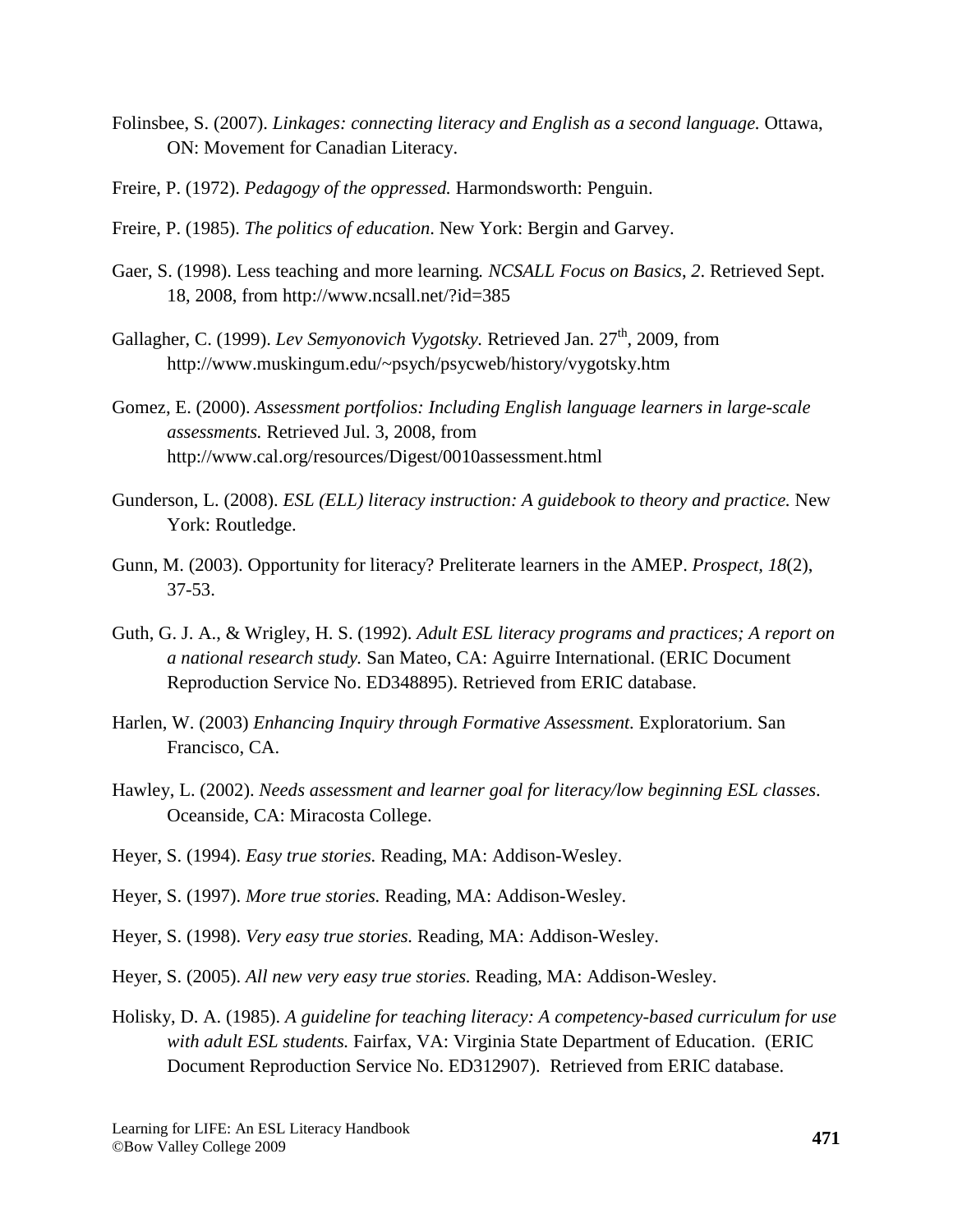Folinsbee, S. (2007). *Linkages: connecting literacy and English as a second language.* Ottawa, ON: Movement for Canadian Literacy.

Freire, P. (1972). *Pedagogy of the oppressed.* Harmondsworth: Penguin.

Freire, P. (1985). *The politics of education*. New York: Bergin and Garvey.

Gaer, S. (1998). Less teaching and more learning*. NCSALL Focus on Basics*, *2*. Retrieved Sept. 18, 2008, from http://www.ncsall.net/?id=385

Gallagher, C. (1999). *Lev Semyonovich Vygotsky.* Retrieved Jan. 27th, 2009, from http://www.muskingum.edu/~psych/psycweb/history/vygotsky.htm

Gomez, E. (2000). *Assessment portfolios: Including English language learners in large-scale assessments.* Retrieved Jul. 3, 2008, from http://www.cal.org/resources/Digest/0010assessment.html

Gunderson, L. (2008). *ESL (ELL) literacy instruction: A guidebook to theory and practice.* New York: Routledge.

Gunn, M. (2003). Opportunity for literacy? Preliterate learners in the AMEP. *Prospect, 18*(2), 37-53.

Guth, G. J. A., & Wrigley, H. S. (1992). *Adult ESL literacy programs and practices; A report on a national research study.* San Mateo, CA: Aguirre International. (ERIC Document Reproduction Service No. ED348895). Retrieved from ERIC database.

Harlen, W. (2003) *Enhancing Inquiry through Formative Assessment.* Exploratorium. San Francisco, CA.

Hawley, L. (2002). *Needs assessment and learner goal for literacy/low beginning ESL classes*. Oceanside, CA: Miracosta College.

Heyer, S. (1994). *Easy true stories.* Reading, MA: Addison-Wesley.

Heyer, S. (1997). *More true stories.* Reading, MA: Addison-Wesley.

Heyer, S. (1998). *Very easy true stories.* Reading, MA: Addison-Wesley.

Heyer, S. (2005). *All new very easy true stories.* Reading, MA: Addison-Wesley.

Holisky, D. A. (1985). *A guideline for teaching literacy: A competency-based curriculum for use with adult ESL students.* Fairfax, VA: Virginia State Department of Education. (ERIC Document Reproduction Service No. ED312907). Retrieved from ERIC database.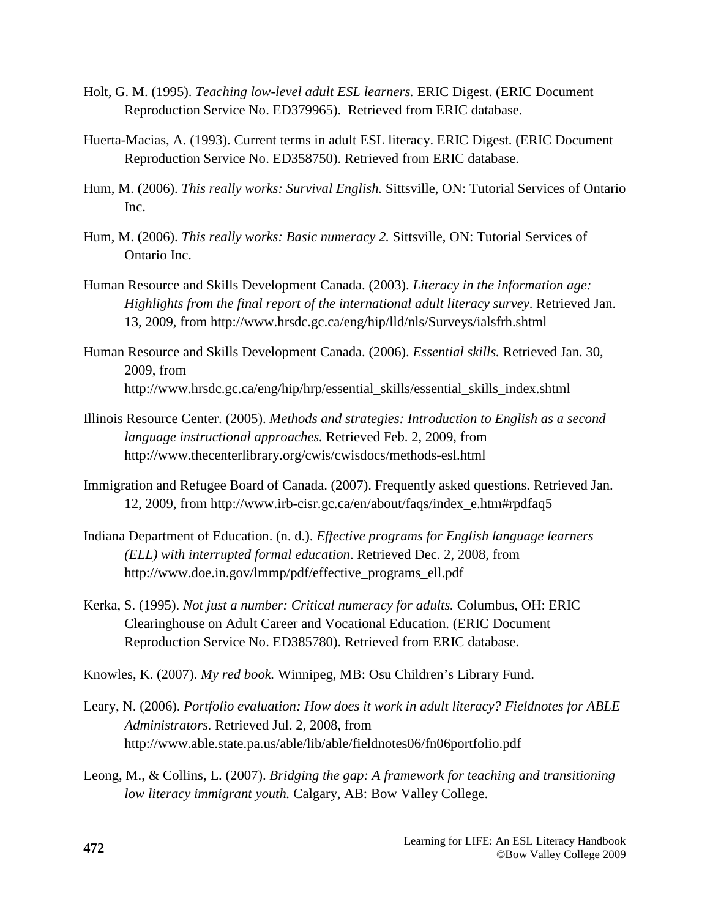Holt, G. M. (1995). *Teaching low-level adult ESL learners.* ERIC Digest. (ERIC Document Reproduction Service No. ED379965). Retrieved from ERIC database.

Huerta-Macias, A. (1993). Current terms in adult ESL literacy. ERIC Digest. (ERIC Document Reproduction Service No. ED358750). Retrieved from ERIC database.

Hum, M. (2006). *This really works: Survival English.* Sittsville, ON: Tutorial Services of Ontario Inc.

Hum, M. (2006). *This really works: Basic numeracy 2.* Sittsville, ON: Tutorial Services of Ontario Inc.

Human Resource and Skills Development Canada. (2003). *Literacy in the information age: Highlights from the final report of the international adult literacy survey*. Retrieved Jan. 13, 2009, from http://www.hrsdc.gc.ca/eng/hip/lld/nls/Surveys/ialsfrh.shtml

Human Resource and Skills Development Canada. (2006). *Essential skills.* Retrieved Jan. 30, 2009, from http://www.hrsdc.gc.ca/eng/hip/hrp/essential_skills/essential_skills_index.shtml

Illinois Resource Center. (2005). *Methods and strategies: Introduction to English as a second language instructional approaches.* Retrieved Feb. 2, 2009, from http://www.thecenterlibrary.org/cwis/cwisdocs/methods-esl.html

Immigration and Refugee Board of Canada. (2007). Frequently asked questions. Retrieved Jan. 12, 2009, from http://www.irb-cisr.gc.ca/en/about/faqs/index_e.htm#rpdfaq5

Indiana Department of Education. (n. d.). *Effective programs for English language learners (ELL) with interrupted formal education*. Retrieved Dec. 2, 2008, from http://www.doe.in.gov/lmmp/pdf/effective_programs_ell.pdf

Kerka, S. (1995). *Not just a number: Critical numeracy for adults.* Columbus, OH: ERIC Clearinghouse on Adult Career and Vocational Education. (ERIC Document Reproduction Service No. ED385780). Retrieved from ERIC database.

Knowles, K. (2007). *My red book.* Winnipeg, MB: Osu Children's Library Fund.

Leary, N. (2006). *Portfolio evaluation: How does it work in adult literacy? Fieldnotes for ABLE Administrators.* Retrieved Jul. 2, 2008, from http://www.able.state.pa.us/able/lib/able/fieldnotes06/fn06portfolio.pdf

Leong, M., & Collins, L. (2007). *Bridging the gap: A framework for teaching and transitioning low literacy immigrant youth.* Calgary, AB: Bow Valley College.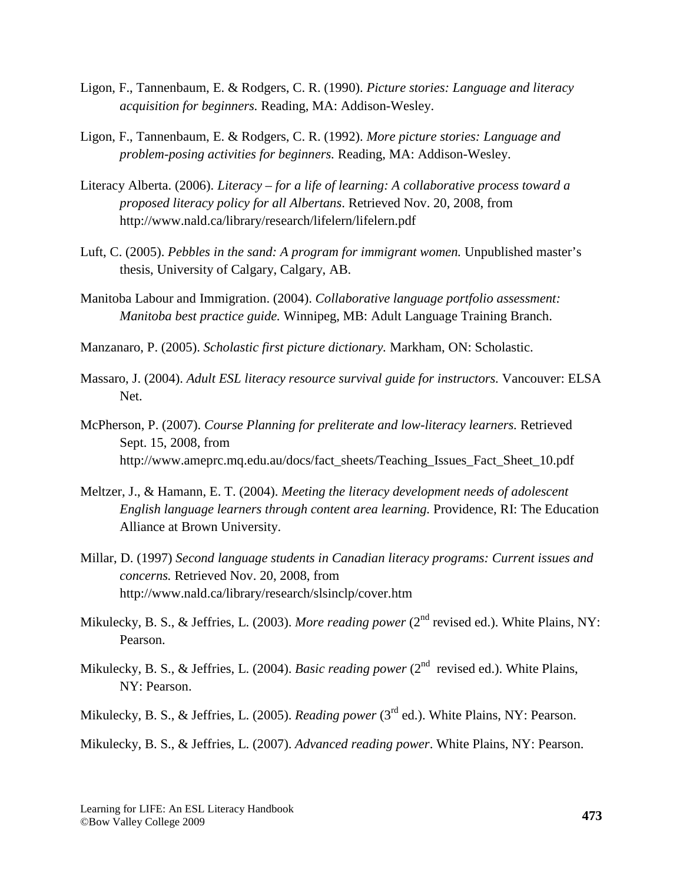Ligon, F., Tannenbaum, E. & Rodgers, C. R. (1990). *Picture stories: Language and literacy acquisition for beginners.* Reading, MA: Addison-Wesley.

Ligon, F., Tannenbaum, E. & Rodgers, C. R. (1992). *More picture stories: Language and problem-posing activities for beginners*. Reading, MA: Addison-Wesley.

Literacy Alberta. (2006). *Literacy – for a life of learning: A collaborative process toward a proposed literacy policy for all Albertans*. Retrieved Nov. 20, 2008, from http://www.nald.ca/library/research/lifelern/lifelern.pdf

Luft, C. (2005). *Pebbles in the sand: A program for immigrant women.* Unpublished master's thesis, University of Calgary, Calgary, AB.

Manitoba Labour and Immigration. (2004). *Collaborative language portfolio assessment: Manitoba best practice guide.* Winnipeg, MB: Adult Language Training Branch.

Manzanaro, P. (2005). *Scholastic first picture dictionary.* Markham, ON: Scholastic.

Massaro, J. (2004). *Adult ESL literacy resource survival guide for instructors.* Vancouver: ELSA Net.

McPherson, P. (2007). *Course Planning for preliterate and low-literacy learners.* Retrieved Sept. 15, 2008, from http://www.ameprc.mq.edu.au/docs/fact_sheets/Teaching_Issues_Fact_Sheet_10.pdf

Meltzer, J., & Hamann, E. T. (2004). *Meeting the literacy development needs of adolescent English language learners through content area learning.* Providence, RI: The Education Alliance at Brown University.

Millar, D. (1997) *Second language students in Canadian literacy programs: Current issues and concerns.* Retrieved Nov. 20, 2008, from http://www.nald.ca/library/research/slsinclp/cover.htm

Mikulecky, B. S., & Jeffries, L. (2003). *More reading power* (2nd revised ed.). White Plains, NY: Pearson.

Mikulecky, B. S., & Jeffries, L. (2004). *Basic reading power* (2nd revised ed.). White Plains, NY: Pearson.

Mikulecky, B. S., & Jeffries, L. (2005). *Reading power* (3rd ed.). White Plains, NY: Pearson.

Mikulecky, B. S., & Jeffries, L. (2007). *Advanced reading power*. White Plains, NY: Pearson.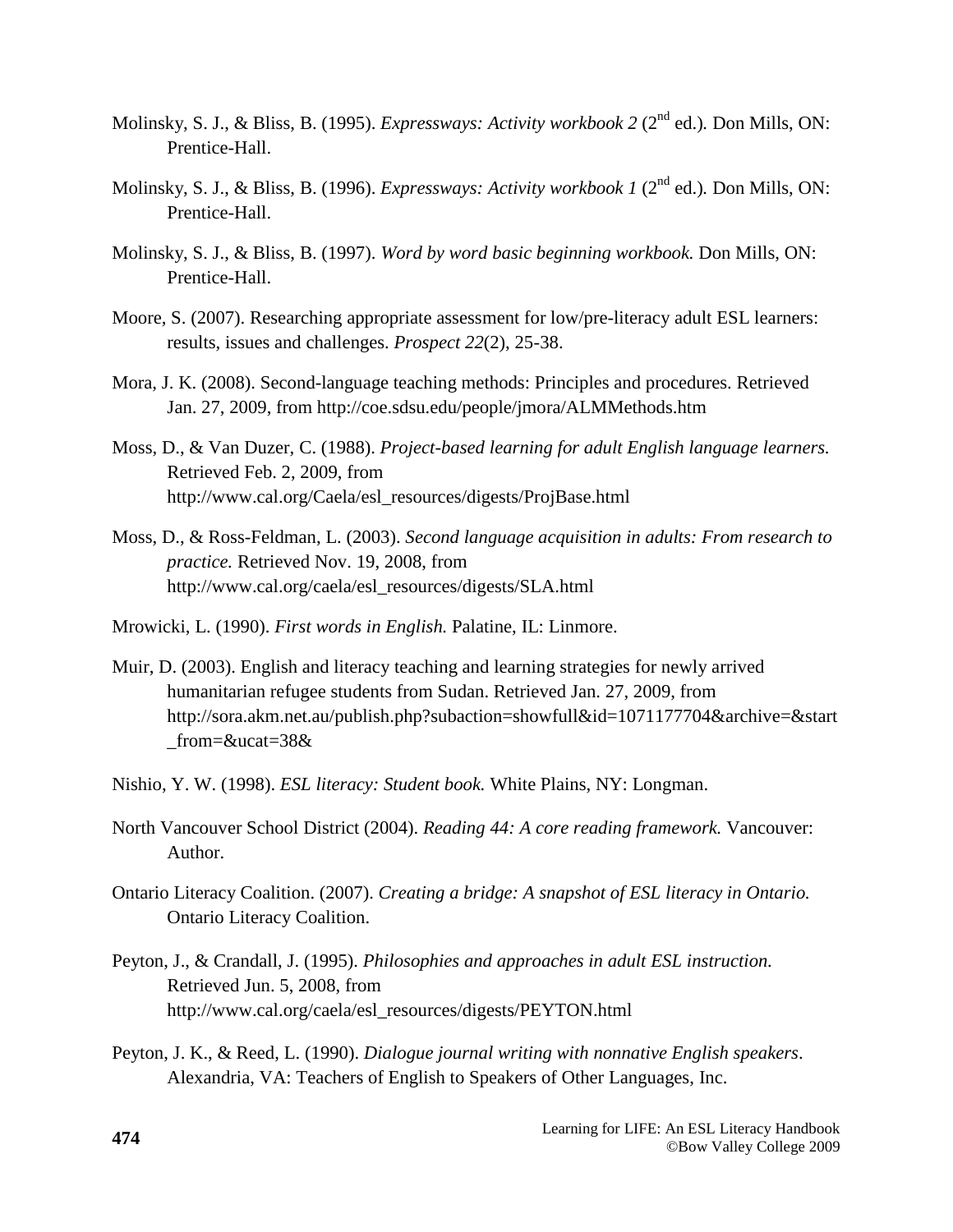Molinsky, S. J., & Bliss, B. (1995). *Expressways: Activity workbook 2* (2nd ed.). Don Mills, ON: Prentice-Hall.

Molinsky, S. J., & Bliss, B. (1996). *Expressways: Activity workbook 1* (2nd ed.). Don Mills, ON: Prentice-Hall.

Molinsky, S. J., & Bliss, B. (1997). *Word by word basic beginning workbook.* Don Mills, ON: Prentice-Hall.

Moore, S. (2007). Researching appropriate assessment for low/pre-literacy adult ESL learners: results, issues and challenges. *Prospect 22*(2), 25-38.

Mora, J. K. (2008). Second-language teaching methods: Principles and procedures. Retrieved Jan. 27, 2009, from http://coe.sdsu.edu/people/jmora/ALMMethods.htm

Moss, D., & Van Duzer, C. (1988). *Project-based learning for adult English language learners.* Retrieved Feb. 2, 2009, from http://www.cal.org/Caela/esl_resources/digests/ProjBase.html

Moss, D., & Ross-Feldman, L. (2003). *Second language acquisition in adults: From research to practice.* Retrieved Nov. 19, 2008, from http://www.cal.org/caela/esl_resources/digests/SLA.html

Mrowicki, L. (1990). *First words in English.* Palatine, IL: Linmore.

Muir, D. (2003). English and literacy teaching and learning strategies for newly arrived humanitarian refugee students from Sudan. Retrieved Jan. 27, 2009, from http://sora.akm.net.au/publish.php?subaction=showfull&id=1071177704&archive=&start_from=&ucat=38&

Nishio, Y. W. (1998). *ESL literacy: Student book.* White Plains, NY: Longman.

North Vancouver School District (2004). *Reading 44: A core reading framework.* Vancouver: Author.

Ontario Literacy Coalition. (2007). *Creating a bridge: A snapshot of ESL literacy in Ontario.* Ontario Literacy Coalition.

Peyton, J., & Crandall, J. (1995). *Philosophies and approaches in adult ESL instruction.* Retrieved Jun. 5, 2008, from http://www.cal.org/caela/esl_resources/digests/PEYTON.html

Peyton, J. K., & Reed, L. (1990). *Dialogue journal writing with nonnative English speakers*. Alexandria, VA: Teachers of English to Speakers of Other Languages, Inc.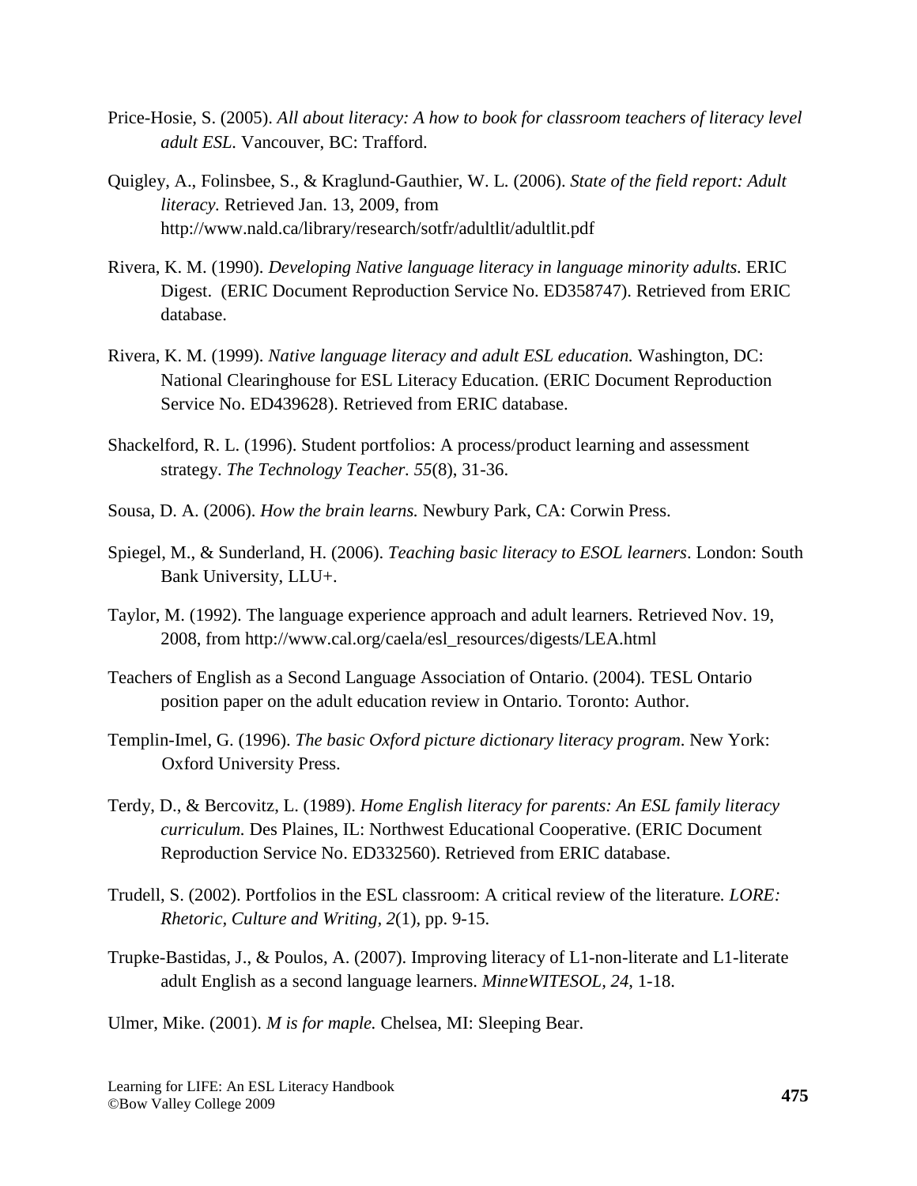Price-Hosie, S. (2005). *All about literacy: A how to book for classroom teachers of literacy level adult ESL.* Vancouver, BC: Trafford.

Quigley, A., Folinsbee, S., & Kraglund-Gauthier, W. L. (2006). *State of the field report: Adult literacy.* Retrieved Jan. 13, 2009, from http://www.nald.ca/library/research/sotfr/adultlit/adultlit.pdf

Rivera, K. M. (1990). *Developing Native language literacy in language minority adults.* ERIC Digest. (ERIC Document Reproduction Service No. ED358747). Retrieved from ERIC database.

Rivera, K. M. (1999). *Native language literacy and adult ESL education.* Washington, DC: National Clearinghouse for ESL Literacy Education. (ERIC Document Reproduction Service No. ED439628). Retrieved from ERIC database.

Shackelford, R. L. (1996). Student portfolios: A process/product learning and assessment strategy. *The Technology Teacher. 55*(8), 31-36.

Sousa, D. A. (2006). *How the brain learns.* Newbury Park, CA: Corwin Press.

Spiegel, M., & Sunderland, H. (2006). *Teaching basic literacy to ESOL learners*. London: South Bank University, LLU+.

Taylor, M. (1992). The language experience approach and adult learners. Retrieved Nov. 19, 2008, from http://www.cal.org/caela/esl_resources/digests/LEA.html

Teachers of English as a Second Language Association of Ontario. (2004). TESL Ontario position paper on the adult education review in Ontario. Toronto: Author.

Templin-Imel, G. (1996). *The basic Oxford picture dictionary literacy program*. New York: Oxford University Press.

Terdy, D., & Bercovitz, L. (1989). *Home English literacy for parents: An ESL family literacy curriculum.* Des Plaines, IL: Northwest Educational Cooperative. (ERIC Document Reproduction Service No. ED332560). Retrieved from ERIC database.

Trudell, S. (2002). Portfolios in the ESL classroom: A critical review of the literature. *LORE: Rhetoric, Culture and Writing, 2*(1), pp. 9-15.

Trupke-Bastidas, J., & Poulos, A. (2007). Improving literacy of L1-non-literate and L1-literate adult English as a second language learners. *MinneWITESOL, 24*, 1-18.

Ulmer, Mike. (2001). *M is for maple.* Chelsea, MI: Sleeping Bear.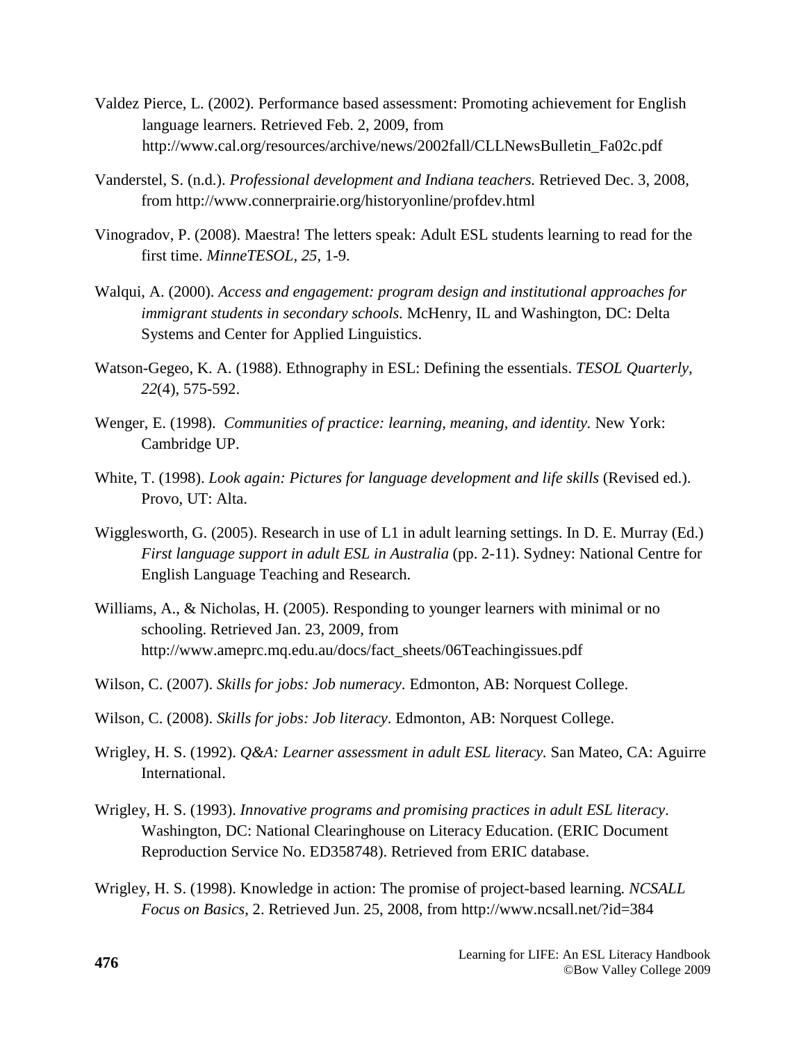Valdez Pierce, L. (2002). Performance based assessment: Promoting achievement for English language learners. Retrieved Feb. 2, 2009, from http://www.cal.org/resources/archive/news/2002fall/CLLNewsBulletin_Fa02c.pdf

Vanderstel, S. (n.d.). *Professional development and Indiana teachers.* Retrieved Dec. 3, 2008, from http://www.connerprairie.org/historyonline/profdev.html

Vinogradov, P. (2008). Maestra! The letters speak: Adult ESL students learning to read for the first time. *MinneTESOL, 25*, 1-9.

Walqui, A. (2000). *Access and engagement: program design and institutional approaches for immigrant students in secondary schools.* McHenry, IL and Washington, DC: Delta Systems and Center for Applied Linguistics.

Watson-Gegeo, K. A. (1988). Ethnography in ESL: Defining the essentials. *TESOL Quarterly, 22*(4), 575-592.

Wenger, E. (1998). *Communities of practice: learning, meaning, and identity.* New York: Cambridge UP.

White, T. (1998). *Look again: Pictures for language development and life skills* (Revised ed.). Provo, UT: Alta.

Wigglesworth, G. (2005). Research in use of L1 in adult learning settings. In D. E. Murray (Ed.) *First language support in adult ESL in Australia* (pp. 2-11). Sydney: National Centre for English Language Teaching and Research.

Williams, A., & Nicholas, H. (2005). Responding to younger learners with minimal or no schooling. Retrieved Jan. 23, 2009, from http://www.ameprc.mq.edu.au/docs/fact_sheets/06Teachingissues.pdf

Wilson, C. (2007). *Skills for jobs: Job numeracy*. Edmonton, AB: Norquest College.

Wilson, C. (2008). *Skills for jobs: Job literacy*. Edmonton, AB: Norquest College.

Wrigley, H. S. (1992). *Q&A: Learner assessment in adult ESL literacy.* San Mateo, CA: Aguirre International.

Wrigley, H. S. (1993). *Innovative programs and promising practices in adult ESL literacy*. Washington, DC: National Clearinghouse on Literacy Education. (ERIC Document Reproduction Service No. ED358748). Retrieved from ERIC database.

Wrigley, H. S. (1998). Knowledge in action: The promise of project-based learning. *NCSALL Focus on Basics*, 2. Retrieved Jun. 25, 2008, from http://www.ncsall.net/?id=384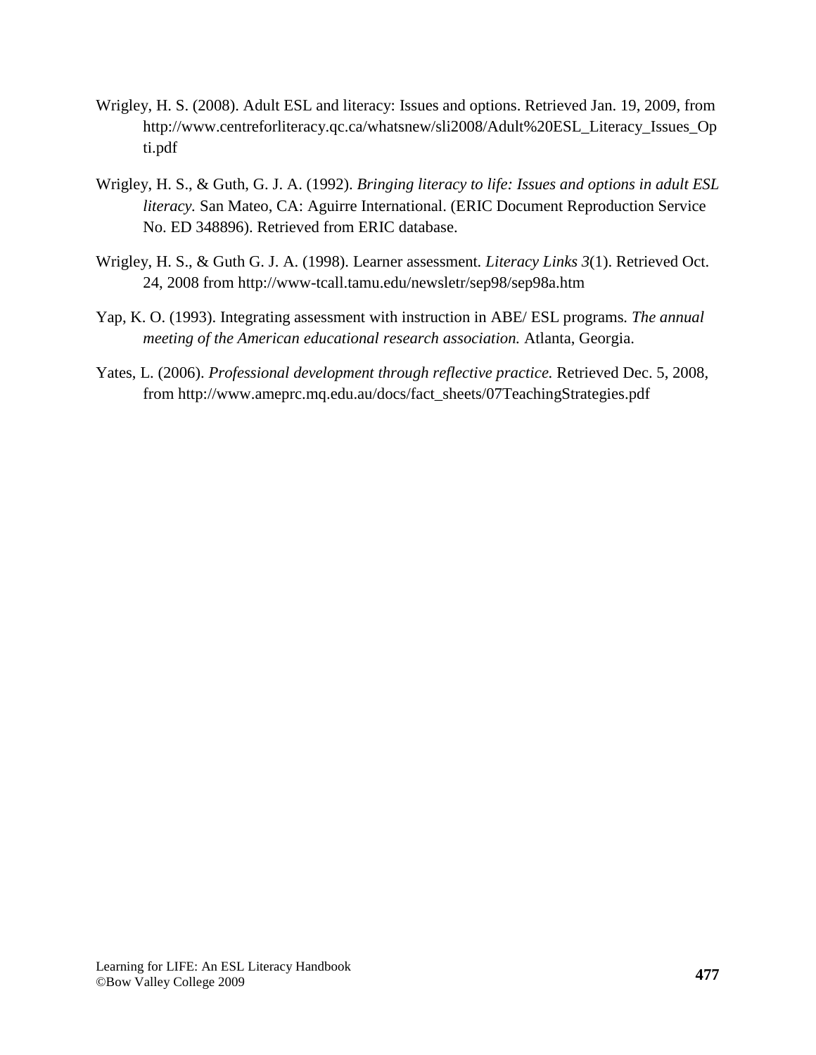Wrigley, H. S. (2008). Adult ESL and literacy: Issues and options. Retrieved Jan. 19, 2009, from http://www.centreforliteracy.qc.ca/whatsnew/sli2008/Adult%20ESL_Literacy_Issues_Opti.pdf

Wrigley, H. S., & Guth, G. J. A. (1992). *Bringing literacy to life: Issues and options in adult ESL literacy.* San Mateo, CA: Aguirre International. (ERIC Document Reproduction Service No. ED 348896). Retrieved from ERIC database.

Wrigley, H. S., & Guth G. J. A. (1998). Learner assessment. *Literacy Links 3*(1). Retrieved Oct. 24, 2008 from http://www-tcall.tamu.edu/newsletr/sep98/sep98a.htm

Yap, K. O. (1993). Integrating assessment with instruction in ABE/ ESL programs. *The annual meeting of the American educational research association.* Atlanta, Georgia.

Yates, L. (2006). *Professional development through reflective practice.* Retrieved Dec. 5, 2008, from http://www.ameprc.mq.edu.au/docs/fact_sheets/07TeachingStrategies.pdf